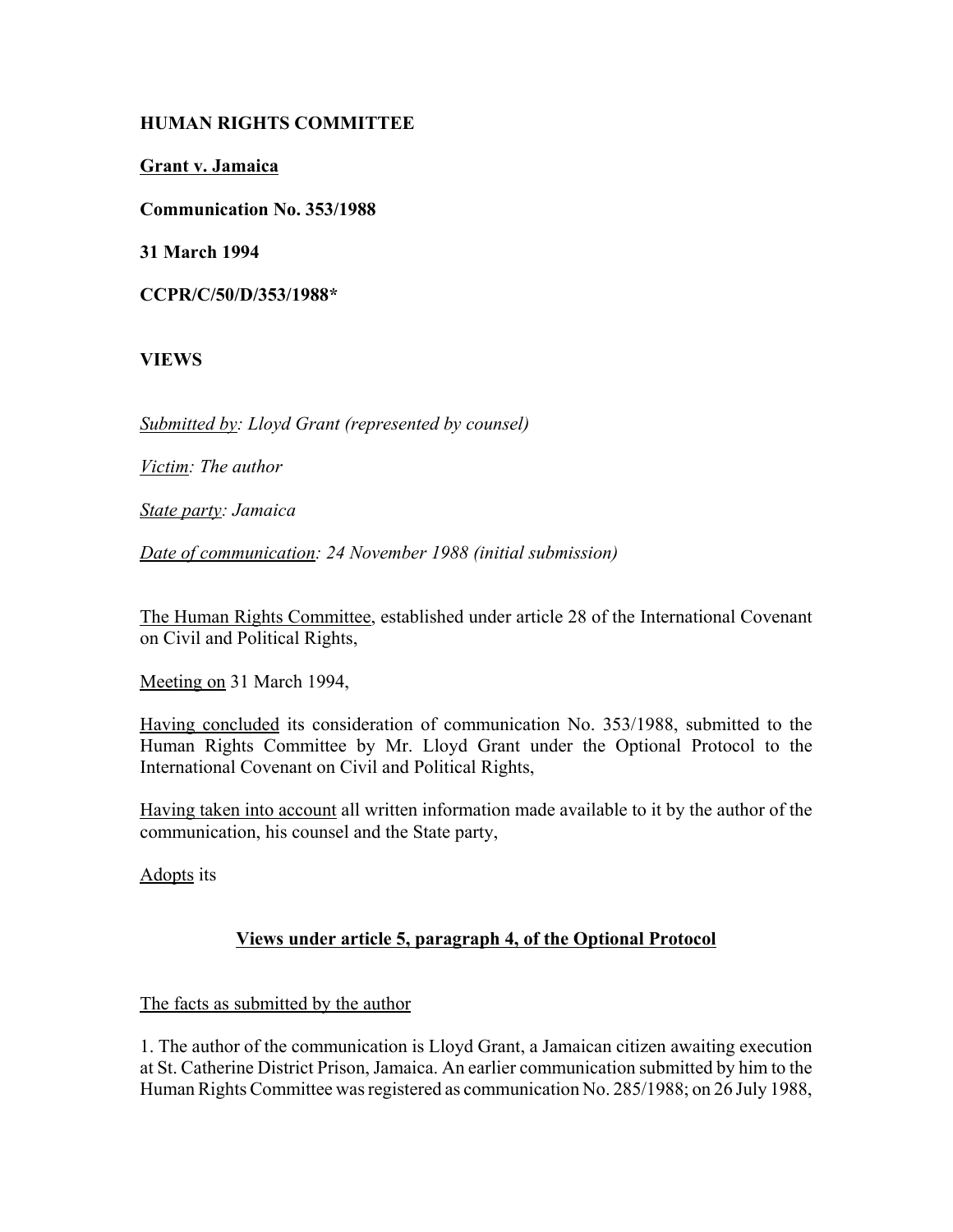**HUMAN RIGHTS COMMITTEE**

**Grant v. Jamaica**

**Communication No. 353/1988**

**31 March 1994**

**CCPR/C/50/D/353/1988***

**VIEWS**

*Submitted by: Lloyd Grant (represented by counsel)*

*Victim: The author*

*State party: Jamaica*

*Date of communication: 24 November 1988 (initial submission)*

The Human Rights Committee, established under article 28 of the International Covenant on Civil and Political Rights,

Meeting on 31 March 1994,

Having concluded its consideration of communication No. 353/1988, submitted to the Human Rights Committee by Mr. Lloyd Grant under the Optional Protocol to the International Covenant on Civil and Political Rights,

Having taken into account all written information made available to it by the author of the communication, his counsel and the State party,

Adopts its

**Views under article 5, paragraph 4, of the Optional Protocol**

The facts as submitted by the author

1. The author of the communication is Lloyd Grant, a Jamaican citizen awaiting execution at St. Catherine District Prison, Jamaica. An earlier communication submitted by him to the Human Rights Committee was registered as communication No. 285/1988; on 26 July 1988,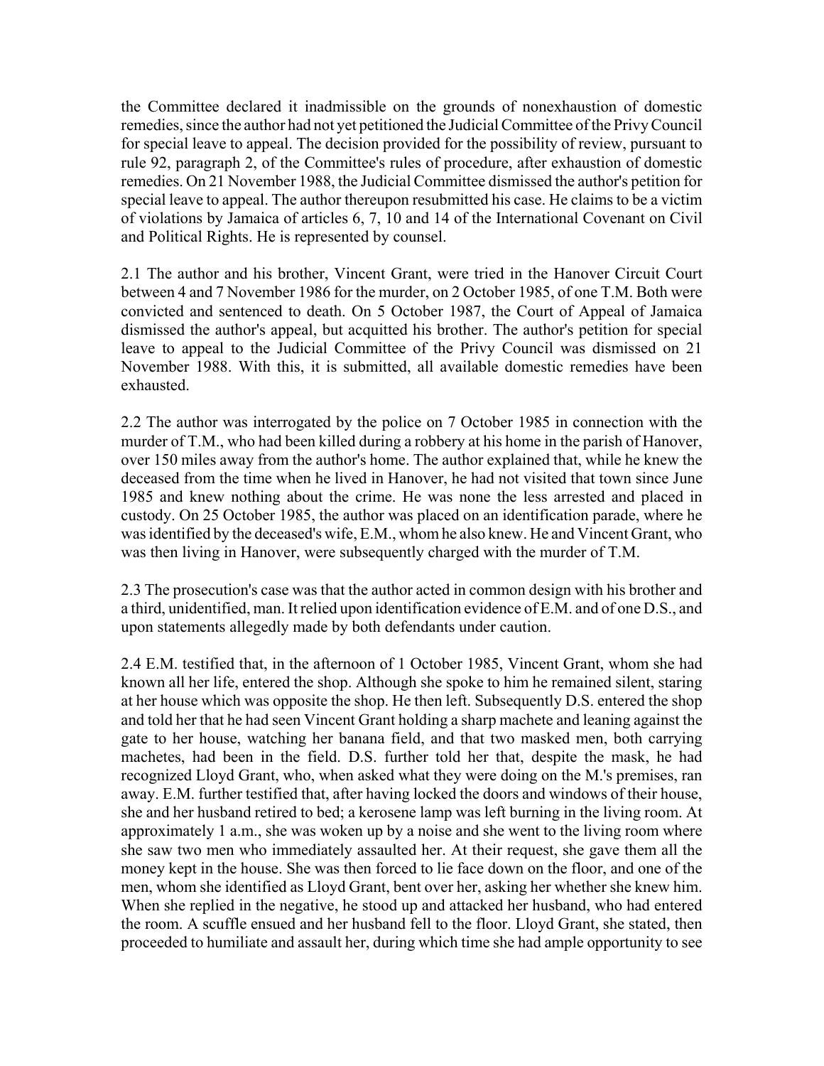the Committee declared it inadmissible on the grounds of nonexhaustion of domestic remedies, since the author had not yet petitioned the Judicial Committee of the Privy Council for special leave to appeal. The decision provided for the possibility of review, pursuant to rule 92, paragraph 2, of the Committee's rules of procedure, after exhaustion of domestic remedies. On 21 November 1988, the Judicial Committee dismissed the author's petition for special leave to appeal. The author thereupon resubmitted his case. He claims to be a victim of violations by Jamaica of articles 6, 7, 10 and 14 of the International Covenant on Civil and Political Rights. He is represented by counsel.

2.1 The author and his brother, Vincent Grant, were tried in the Hanover Circuit Court between 4 and 7 November 1986 for the murder, on 2 October 1985, of one T.M. Both were convicted and sentenced to death. On 5 October 1987, the Court of Appeal of Jamaica dismissed the author's appeal, but acquitted his brother. The author's petition for special leave to appeal to the Judicial Committee of the Privy Council was dismissed on 21 November 1988. With this, it is submitted, all available domestic remedies have been exhausted.

2.2 The author was interrogated by the police on 7 October 1985 in connection with the murder of T.M., who had been killed during a robbery at his home in the parish of Hanover, over 150 miles away from the author's home. The author explained that, while he knew the deceased from the time when he lived in Hanover, he had not visited that town since June 1985 and knew nothing about the crime. He was none the less arrested and placed in custody. On 25 October 1985, the author was placed on an identification parade, where he was identified by the deceased's wife, E.M., whom he also knew. He and Vincent Grant, who was then living in Hanover, were subsequently charged with the murder of T.M.

2.3 The prosecution's case was that the author acted in common design with his brother and a third, unidentified, man. It relied upon identification evidence of E.M. and of one D.S., and upon statements allegedly made by both defendants under caution.

2.4 E.M. testified that, in the afternoon of 1 October 1985, Vincent Grant, whom she had known all her life, entered the shop. Although she spoke to him he remained silent, staring at her house which was opposite the shop. He then left. Subsequently D.S. entered the shop and told her that he had seen Vincent Grant holding a sharp machete and leaning against the gate to her house, watching her banana field, and that two masked men, both carrying machetes, had been in the field. D.S. further told her that, despite the mask, he had recognized Lloyd Grant, who, when asked what they were doing on the M.'s premises, ran away. E.M. further testified that, after having locked the doors and windows of their house, she and her husband retired to bed; a kerosene lamp was left burning in the living room. At approximately 1 a.m., she was woken up by a noise and she went to the living room where she saw two men who immediately assaulted her. At their request, she gave them all the money kept in the house. She was then forced to lie face down on the floor, and one of the men, whom she identified as Lloyd Grant, bent over her, asking her whether she knew him. When she replied in the negative, he stood up and attacked her husband, who had entered the room. A scuffle ensued and her husband fell to the floor. Lloyd Grant, she stated, then proceeded to humiliate and assault her, during which time she had ample opportunity to see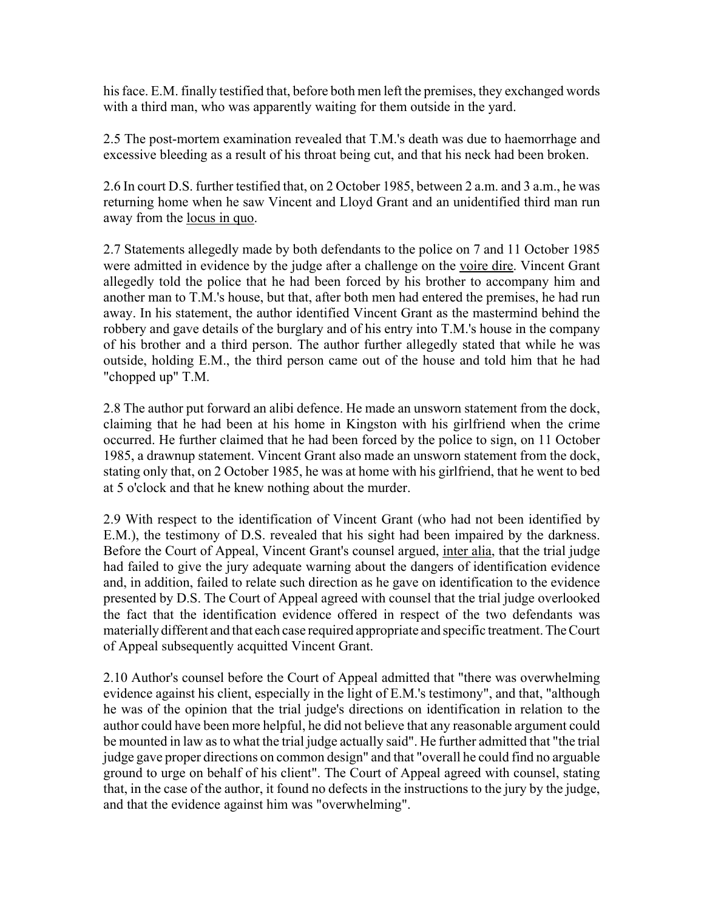his face. E.M. finally testified that, before both men left the premises, they exchanged words with a third man, who was apparently waiting for them outside in the yard.

2.5 The post-mortem examination revealed that T.M.'s death was due to haemorrhage and excessive bleeding as a result of his throat being cut, and that his neck had been broken.

2.6 In court D.S. further testified that, on 2 October 1985, between 2 a.m. and 3 a.m., he was returning home when he saw Vincent and Lloyd Grant and an unidentified third man run away from the locus in quo.

2.7 Statements allegedly made by both defendants to the police on 7 and 11 October 1985 were admitted in evidence by the judge after a challenge on the voire dire. Vincent Grant allegedly told the police that he had been forced by his brother to accompany him and another man to T.M.'s house, but that, after both men had entered the premises, he had run away. In his statement, the author identified Vincent Grant as the mastermind behind the robbery and gave details of the burglary and of his entry into T.M.'s house in the company of his brother and a third person. The author further allegedly stated that while he was outside, holding E.M., the third person came out of the house and told him that he had "chopped up" T.M.

2.8 The author put forward an alibi defence. He made an unsworn statement from the dock, claiming that he had been at his home in Kingston with his girlfriend when the crime occurred. He further claimed that he had been forced by the police to sign, on 11 October 1985, a drawnup statement. Vincent Grant also made an unsworn statement from the dock, stating only that, on 2 October 1985, he was at home with his girlfriend, that he went to bed at 5 o'clock and that he knew nothing about the murder.

2.9 With respect to the identification of Vincent Grant (who had not been identified by E.M.), the testimony of D.S. revealed that his sight had been impaired by the darkness. Before the Court of Appeal, Vincent Grant's counsel argued, inter alia, that the trial judge had failed to give the jury adequate warning about the dangers of identification evidence and, in addition, failed to relate such direction as he gave on identification to the evidence presented by D.S. The Court of Appeal agreed with counsel that the trial judge overlooked the fact that the identification evidence offered in respect of the two defendants was materially different and that each case required appropriate and specific treatment. The Court of Appeal subsequently acquitted Vincent Grant.

2.10 Author's counsel before the Court of Appeal admitted that "there was overwhelming evidence against his client, especially in the light of E.M.'s testimony", and that, "although he was of the opinion that the trial judge's directions on identification in relation to the author could have been more helpful, he did not believe that any reasonable argument could be mounted in law as to what the trial judge actually said". He further admitted that "the trial judge gave proper directions on common design" and that "overall he could find no arguable ground to urge on behalf of his client". The Court of Appeal agreed with counsel, stating that, in the case of the author, it found no defects in the instructions to the jury by the judge, and that the evidence against him was "overwhelming".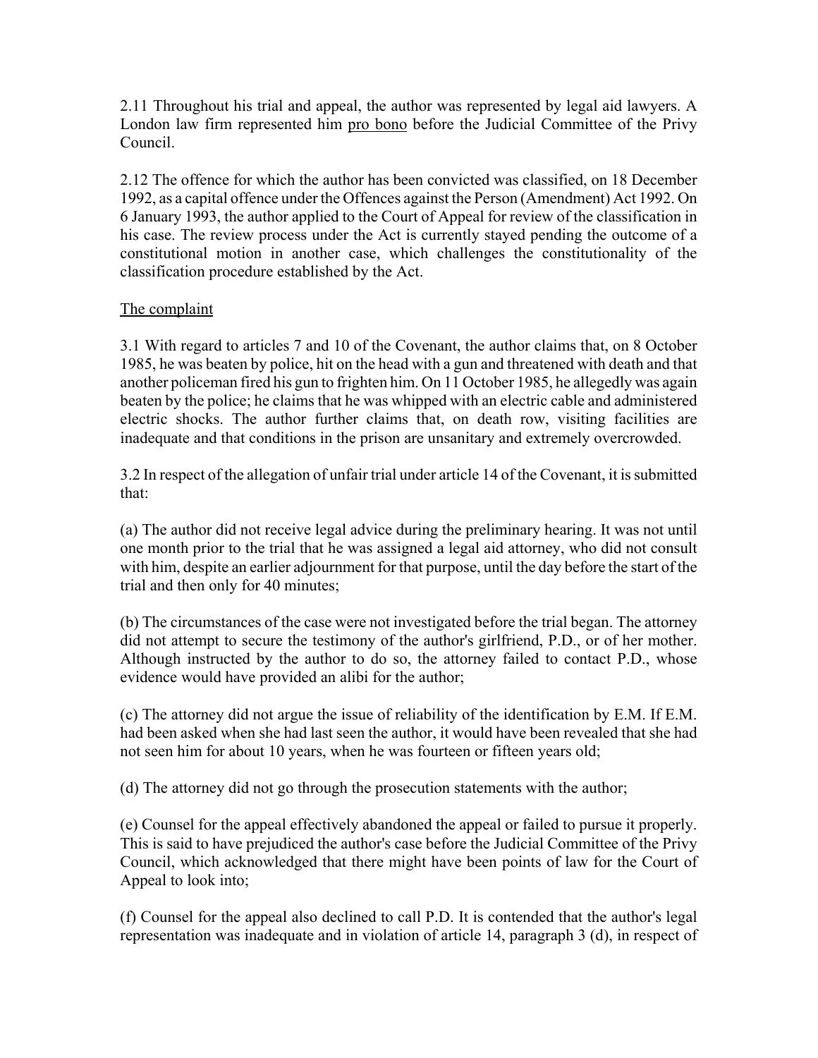2.11 Throughout his trial and appeal, the author was represented by legal aid lawyers. A London law firm represented him pro bono before the Judicial Committee of the Privy Council.

2.12 The offence for which the author has been convicted was classified, on 18 December 1992, as a capital offence under the Offences against the Person (Amendment) Act 1992. On 6 January 1993, the author applied to the Court of Appeal for review of the classification in his case. The review process under the Act is currently stayed pending the outcome of a constitutional motion in another case, which challenges the constitutionality of the classification procedure established by the Act.

The complaint

3.1 With regard to articles 7 and 10 of the Covenant, the author claims that, on 8 October 1985, he was beaten by police, hit on the head with a gun and threatened with death and that another policeman fired his gun to frighten him. On 11 October 1985, he allegedly was again beaten by the police; he claims that he was whipped with an electric cable and administered electric shocks. The author further claims that, on death row, visiting facilities are inadequate and that conditions in the prison are unsanitary and extremely overcrowded.

3.2 In respect of the allegation of unfair trial under article 14 of the Covenant, it is submitted that:

(a) The author did not receive legal advice during the preliminary hearing. It was not until one month prior to the trial that he was assigned a legal aid attorney, who did not consult with him, despite an earlier adjournment for that purpose, until the day before the start of the trial and then only for 40 minutes;

(b) The circumstances of the case were not investigated before the trial began. The attorney did not attempt to secure the testimony of the author's girlfriend, P.D., or of her mother. Although instructed by the author to do so, the attorney failed to contact P.D., whose evidence would have provided an alibi for the author;

(c) The attorney did not argue the issue of reliability of the identification by E.M. If E.M. had been asked when she had last seen the author, it would have been revealed that she had not seen him for about 10 years, when he was fourteen or fifteen years old;

(d) The attorney did not go through the prosecution statements with the author;

(e) Counsel for the appeal effectively abandoned the appeal or failed to pursue it properly. This is said to have prejudiced the author's case before the Judicial Committee of the Privy Council, which acknowledged that there might have been points of law for the Court of Appeal to look into;

(f) Counsel for the appeal also declined to call P.D. It is contended that the author's legal representation was inadequate and in violation of article 14, paragraph 3 (d), in respect of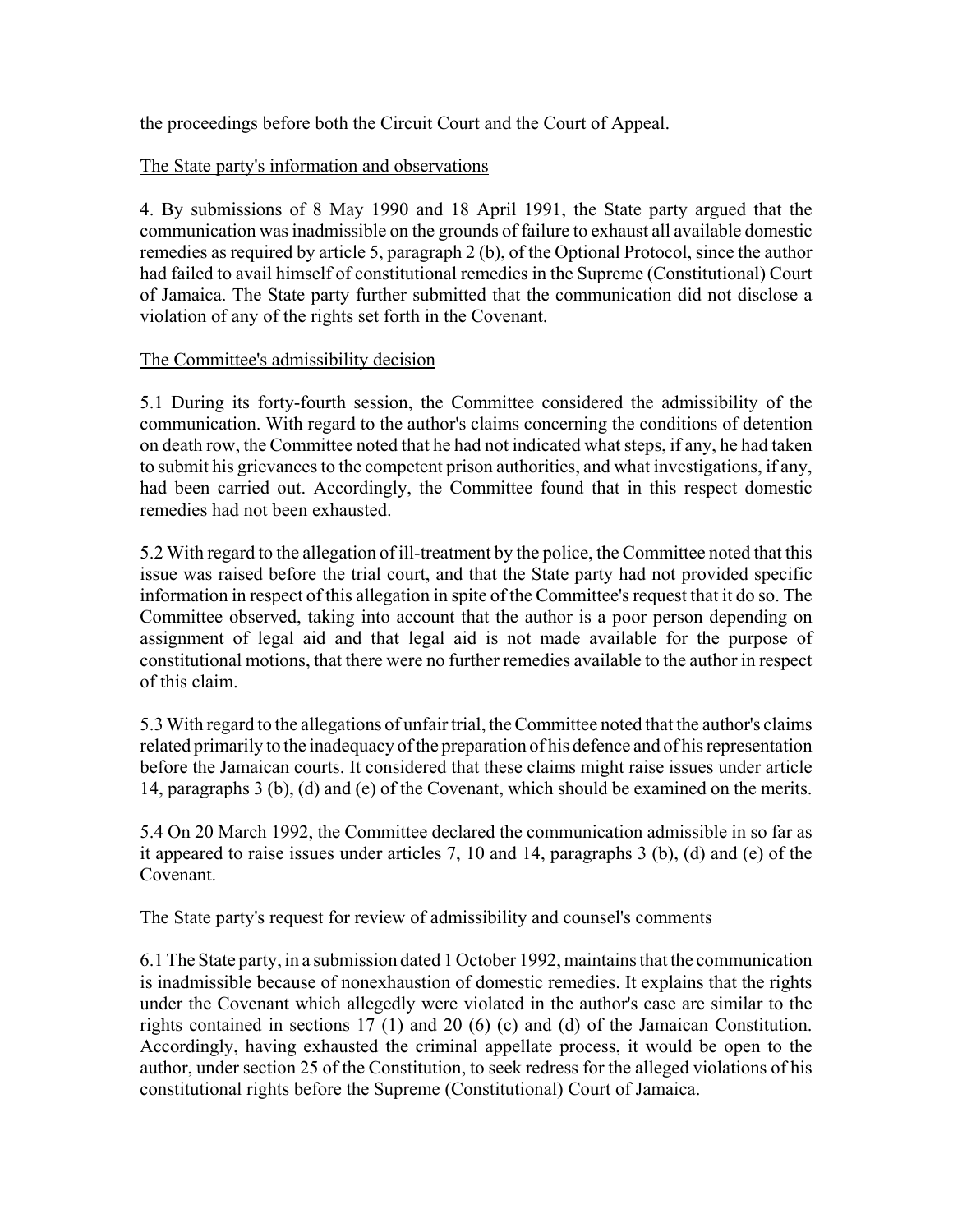the proceedings before both the Circuit Court and the Court of Appeal.

## The State party's information and observations

4. By submissions of 8 May 1990 and 18 April 1991, the State party argued that the communication was inadmissible on the grounds of failure to exhaust all available domestic remedies as required by article 5, paragraph 2 (b), of the Optional Protocol, since the author had failed to avail himself of constitutional remedies in the Supreme (Constitutional) Court of Jamaica. The State party further submitted that the communication did not disclose a violation of any of the rights set forth in the Covenant.

## The Committee's admissibility decision

5.1 During its forty-fourth session, the Committee considered the admissibility of the communication. With regard to the author's claims concerning the conditions of detention on death row, the Committee noted that he had not indicated what steps, if any, he had taken to submit his grievances to the competent prison authorities, and what investigations, if any, had been carried out. Accordingly, the Committee found that in this respect domestic remedies had not been exhausted.

5.2 With regard to the allegation of ill-treatment by the police, the Committee noted that this issue was raised before the trial court, and that the State party had not provided specific information in respect of this allegation in spite of the Committee's request that it do so. The Committee observed, taking into account that the author is a poor person depending on assignment of legal aid and that legal aid is not made available for the purpose of constitutional motions, that there were no further remedies available to the author in respect of this claim.

5.3 With regard to the allegations of unfair trial, the Committee noted that the author's claims related primarily to the inadequacy of the preparation of his defence and of his representation before the Jamaican courts. It considered that these claims might raise issues under article 14, paragraphs 3 (b), (d) and (e) of the Covenant, which should be examined on the merits.

5.4 On 20 March 1992, the Committee declared the communication admissible in so far as it appeared to raise issues under articles 7, 10 and 14, paragraphs 3 (b), (d) and (e) of the Covenant.

## The State party's request for review of admissibility and counsel's comments

6.1 The State party, in a submission dated 1 October 1992, maintains that the communication is inadmissible because of nonexhaustion of domestic remedies. It explains that the rights under the Covenant which allegedly were violated in the author's case are similar to the rights contained in sections 17 (1) and 20 (6) (c) and (d) of the Jamaican Constitution. Accordingly, having exhausted the criminal appellate process, it would be open to the author, under section 25 of the Constitution, to seek redress for the alleged violations of his constitutional rights before the Supreme (Constitutional) Court of Jamaica.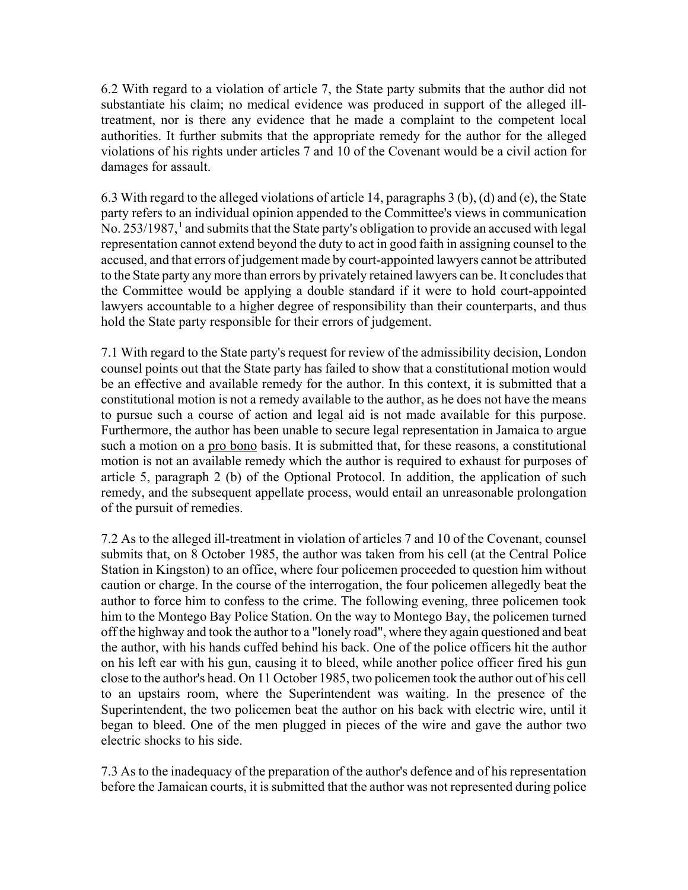6.2 With regard to a violation of article 7, the State party submits that the author did not substantiate his claim; no medical evidence was produced in support of the alleged ill-treatment, nor is there any evidence that he made a complaint to the competent local authorities. It further submits that the appropriate remedy for the author for the alleged violations of his rights under articles 7 and 10 of the Covenant would be a civil action for damages for assault.

6.3 With regard to the alleged violations of article 14, paragraphs 3 (b), (d) and (e), the State party refers to an individual opinion appended to the Committee's views in communication No. 253/1987,[1] and submits that the State party's obligation to provide an accused with legal representation cannot extend beyond the duty to act in good faith in assigning counsel to the accused, and that errors of judgement made by court-appointed lawyers cannot be attributed to the State party any more than errors by privately retained lawyers can be. It concludes that the Committee would be applying a double standard if it were to hold court-appointed lawyers accountable to a higher degree of responsibility than their counterparts, and thus hold the State party responsible for their errors of judgement.

7.1 With regard to the State party's request for review of the admissibility decision, London counsel points out that the State party has failed to show that a constitutional motion would be an effective and available remedy for the author. In this context, it is submitted that a constitutional motion is not a remedy available to the author, as he does not have the means to pursue such a course of action and legal aid is not made available for this purpose. Furthermore, the author has been unable to secure legal representation in Jamaica to argue such a motion on a pro bono basis. It is submitted that, for these reasons, a constitutional motion is not an available remedy which the author is required to exhaust for purposes of article 5, paragraph 2 (b) of the Optional Protocol. In addition, the application of such remedy, and the subsequent appellate process, would entail an unreasonable prolongation of the pursuit of remedies.

7.2 As to the alleged ill-treatment in violation of articles 7 and 10 of the Covenant, counsel submits that, on 8 October 1985, the author was taken from his cell (at the Central Police Station in Kingston) to an office, where four policemen proceeded to question him without caution or charge. In the course of the interrogation, the four policemen allegedly beat the author to force him to confess to the crime. The following evening, three policemen took him to the Montego Bay Police Station. On the way to Montego Bay, the policemen turned off the highway and took the author to a "lonely road", where they again questioned and beat the author, with his hands cuffed behind his back. One of the police officers hit the author on his left ear with his gun, causing it to bleed, while another police officer fired his gun close to the author's head. On 11 October 1985, two policemen took the author out of his cell to an upstairs room, where the Superintendent was waiting. In the presence of the Superintendent, the two policemen beat the author on his back with electric wire, until it began to bleed. One of the men plugged in pieces of the wire and gave the author two electric shocks to his side.

7.3 As to the inadequacy of the preparation of the author's defence and of his representation before the Jamaican courts, it is submitted that the author was not represented during police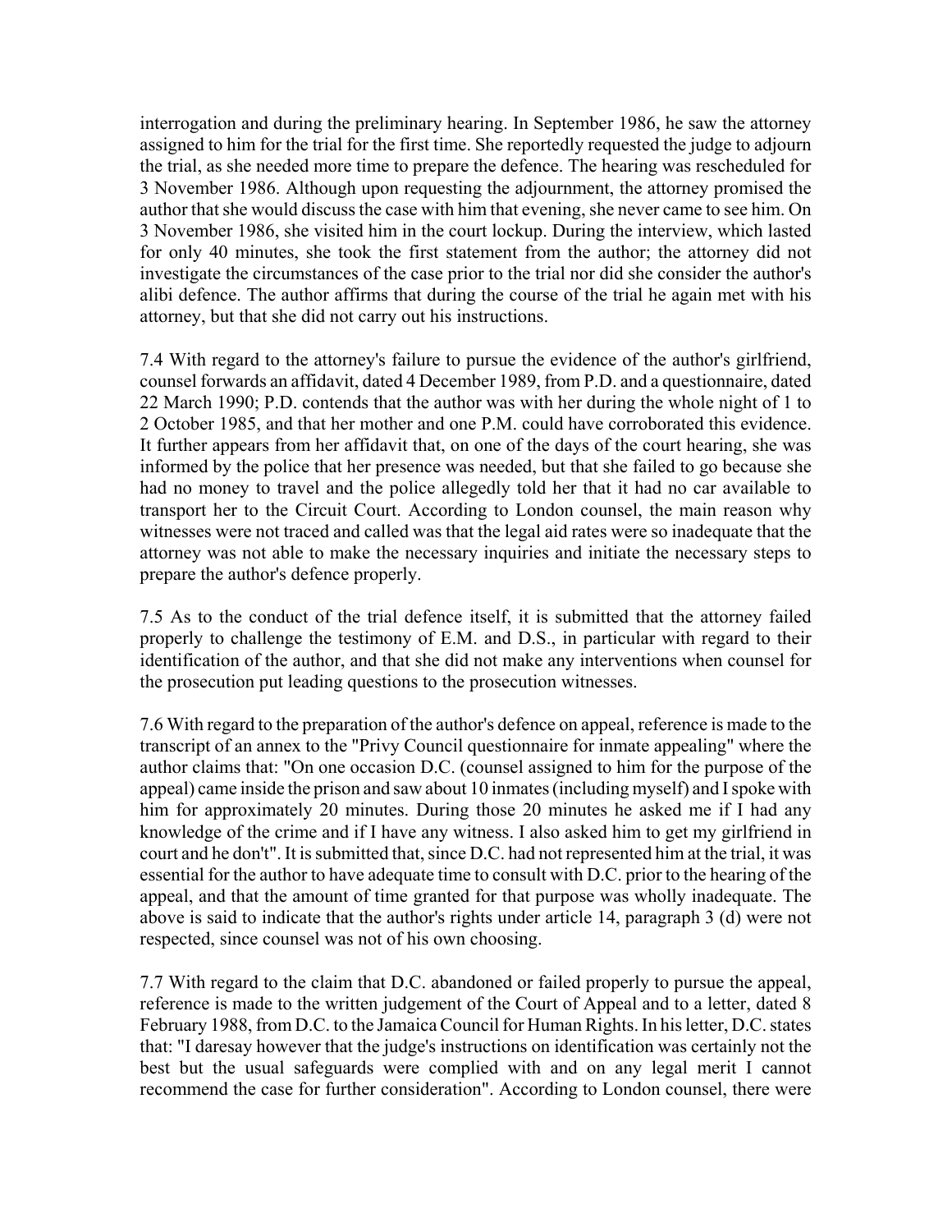interrogation and during the preliminary hearing. In September 1986, he saw the attorney assigned to him for the trial for the first time. She reportedly requested the judge to adjourn the trial, as she needed more time to prepare the defence. The hearing was rescheduled for 3 November 1986. Although upon requesting the adjournment, the attorney promised the author that she would discuss the case with him that evening, she never came to see him. On 3 November 1986, she visited him in the court lockup. During the interview, which lasted for only 40 minutes, she took the first statement from the author; the attorney did not investigate the circumstances of the case prior to the trial nor did she consider the author's alibi defence. The author affirms that during the course of the trial he again met with his attorney, but that she did not carry out his instructions.

7.4 With regard to the attorney's failure to pursue the evidence of the author's girlfriend, counsel forwards an affidavit, dated 4 December 1989, from P.D. and a questionnaire, dated 22 March 1990; P.D. contends that the author was with her during the whole night of 1 to 2 October 1985, and that her mother and one P.M. could have corroborated this evidence. It further appears from her affidavit that, on one of the days of the court hearing, she was informed by the police that her presence was needed, but that she failed to go because she had no money to travel and the police allegedly told her that it had no car available to transport her to the Circuit Court. According to London counsel, the main reason why witnesses were not traced and called was that the legal aid rates were so inadequate that the attorney was not able to make the necessary inquiries and initiate the necessary steps to prepare the author's defence properly.

7.5 As to the conduct of the trial defence itself, it is submitted that the attorney failed properly to challenge the testimony of E.M. and D.S., in particular with regard to their identification of the author, and that she did not make any interventions when counsel for the prosecution put leading questions to the prosecution witnesses.

7.6 With regard to the preparation of the author's defence on appeal, reference is made to the transcript of an annex to the "Privy Council questionnaire for inmate appealing" where the author claims that: "On one occasion D.C. (counsel assigned to him for the purpose of the appeal) came inside the prison and saw about 10 inmates (including myself) and I spoke with him for approximately 20 minutes. During those 20 minutes he asked me if I had any knowledge of the crime and if I have any witness. I also asked him to get my girlfriend in court and he don't". It is submitted that, since D.C. had not represented him at the trial, it was essential for the author to have adequate time to consult with D.C. prior to the hearing of the appeal, and that the amount of time granted for that purpose was wholly inadequate. The above is said to indicate that the author's rights under article 14, paragraph 3 (d) were not respected, since counsel was not of his own choosing.

7.7 With regard to the claim that D.C. abandoned or failed properly to pursue the appeal, reference is made to the written judgement of the Court of Appeal and to a letter, dated 8 February 1988, from D.C. to the Jamaica Council for Human Rights. In his letter, D.C. states that: "I daresay however that the judge's instructions on identification was certainly not the best but the usual safeguards were complied with and on any legal merit I cannot recommend the case for further consideration". According to London counsel, there were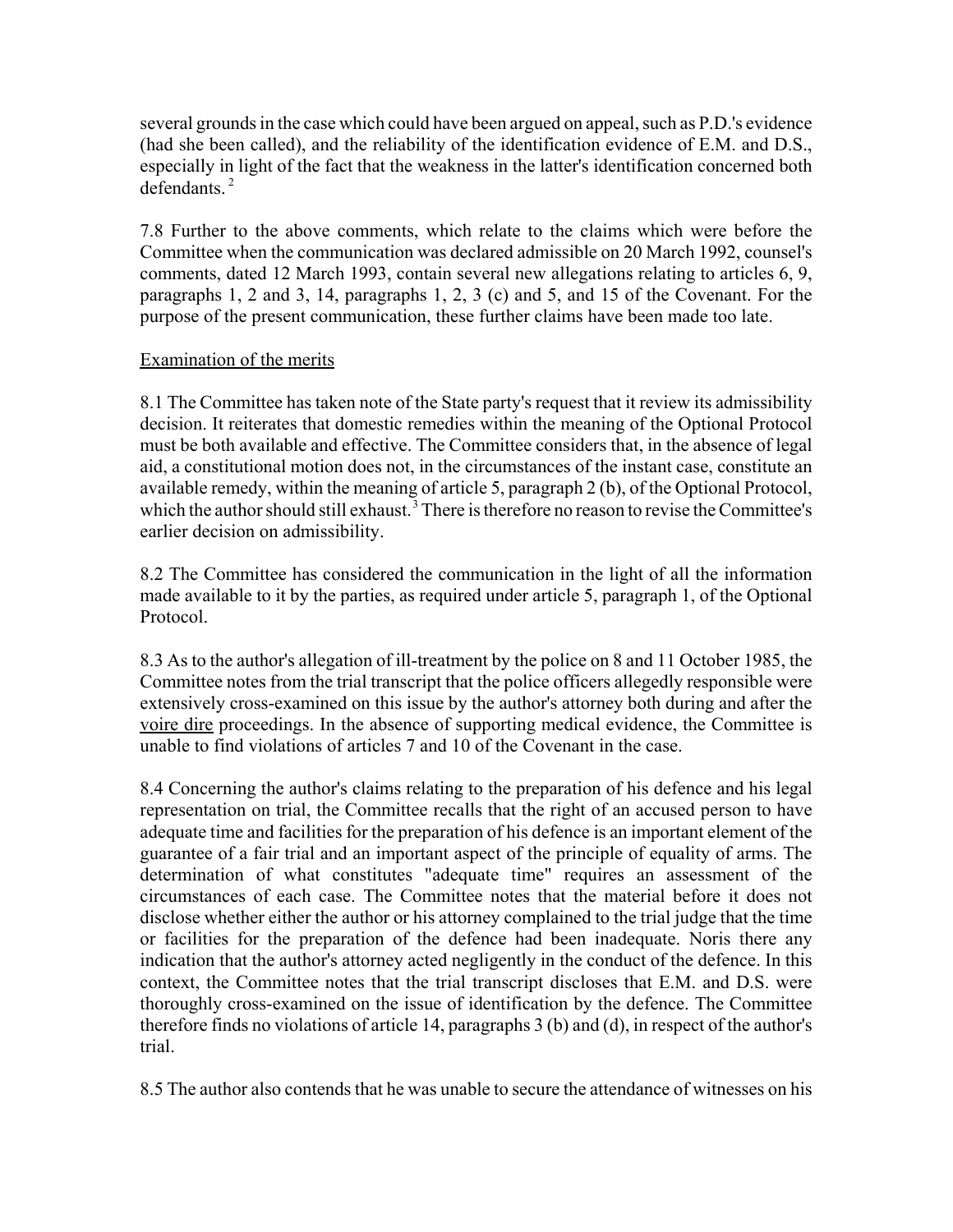several grounds in the case which could have been argued on appeal, such as P.D.'s evidence (had she been called), and the reliability of the identification evidence of E.M. and D.S., especially in light of the fact that the weakness in the latter's identification concerned both defendants.[2]

7.8 Further to the above comments, which relate to the claims which were before the Committee when the communication was declared admissible on 20 March 1992, counsel's comments, dated 12 March 1993, contain several new allegations relating to articles 6, 9, paragraphs 1, 2 and 3, 14, paragraphs 1, 2, 3 (c) and 5, and 15 of the Covenant. For the purpose of the present communication, these further claims have been made too late.

Examination of the merits

8.1 The Committee has taken note of the State party's request that it review its admissibility decision. It reiterates that domestic remedies within the meaning of the Optional Protocol must be both available and effective. The Committee considers that, in the absence of legal aid, a constitutional motion does not, in the circumstances of the instant case, constitute an available remedy, within the meaning of article 5, paragraph 2 (b), of the Optional Protocol, which the author should still exhaust.[3] There is therefore no reason to revise the Committee's earlier decision on admissibility.

8.2 The Committee has considered the communication in the light of all the information made available to it by the parties, as required under article 5, paragraph 1, of the Optional Protocol.

8.3 As to the author's allegation of ill-treatment by the police on 8 and 11 October 1985, the Committee notes from the trial transcript that the police officers allegedly responsible were extensively cross-examined on this issue by the author's attorney both during and after the voire dire proceedings. In the absence of supporting medical evidence, the Committee is unable to find violations of articles 7 and 10 of the Covenant in the case.

8.4 Concerning the author's claims relating to the preparation of his defence and his legal representation on trial, the Committee recalls that the right of an accused person to have adequate time and facilities for the preparation of his defence is an important element of the guarantee of a fair trial and an important aspect of the principle of equality of arms. The determination of what constitutes "adequate time" requires an assessment of the circumstances of each case. The Committee notes that the material before it does not disclose whether either the author or his attorney complained to the trial judge that the time or facilities for the preparation of the defence had been inadequate. Noris there any indication that the author's attorney acted negligently in the conduct of the defence. In this context, the Committee notes that the trial transcript discloses that E.M. and D.S. were thoroughly cross-examined on the issue of identification by the defence. The Committee therefore finds no violations of article 14, paragraphs 3 (b) and (d), in respect of the author's trial.

8.5 The author also contends that he was unable to secure the attendance of witnesses on his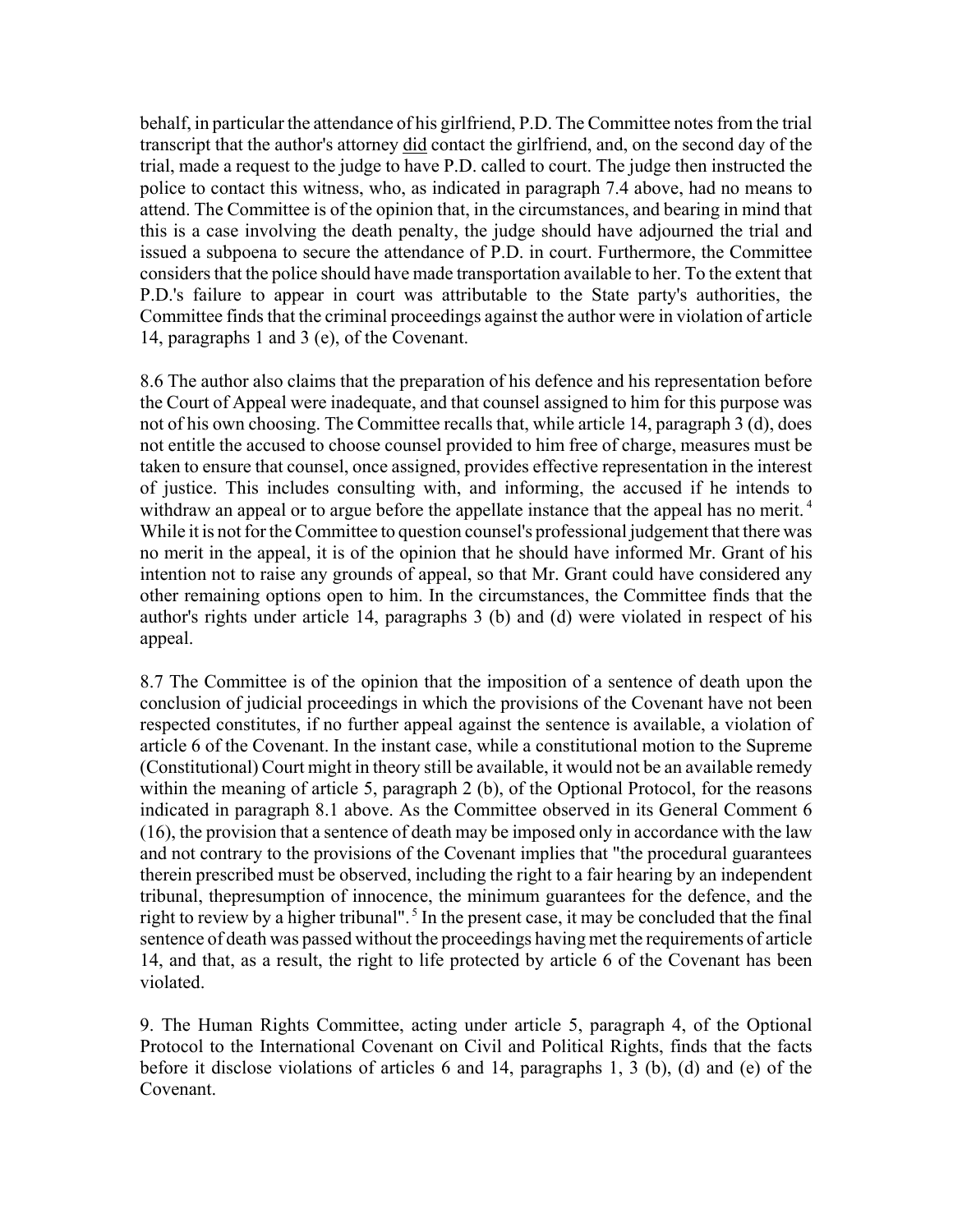behalf, in particular the attendance of his girlfriend, P.D. The Committee notes from the trial transcript that the author's attorney did contact the girlfriend, and, on the second day of the trial, made a request to the judge to have P.D. called to court. The judge then instructed the police to contact this witness, who, as indicated in paragraph 7.4 above, had no means to attend. The Committee is of the opinion that, in the circumstances, and bearing in mind that this is a case involving the death penalty, the judge should have adjourned the trial and issued a subpoena to secure the attendance of P.D. in court. Furthermore, the Committee considers that the police should have made transportation available to her. To the extent that P.D.'s failure to appear in court was attributable to the State party's authorities, the Committee finds that the criminal proceedings against the author were in violation of article 14, paragraphs 1 and 3 (e), of the Covenant.

8.6 The author also claims that the preparation of his defence and his representation before the Court of Appeal were inadequate, and that counsel assigned to him for this purpose was not of his own choosing. The Committee recalls that, while article 14, paragraph 3 (d), does not entitle the accused to choose counsel provided to him free of charge, measures must be taken to ensure that counsel, once assigned, provides effective representation in the interest of justice. This includes consulting with, and informing, the accused if he intends to withdraw an appeal or to argue before the appellate instance that the appeal has no merit.[4] While it is not for the Committee to question counsel's professional judgement that there was no merit in the appeal, it is of the opinion that he should have informed Mr. Grant of his intention not to raise any grounds of appeal, so that Mr. Grant could have considered any other remaining options open to him. In the circumstances, the Committee finds that the author's rights under article 14, paragraphs 3 (b) and (d) were violated in respect of his appeal.

8.7 The Committee is of the opinion that the imposition of a sentence of death upon the conclusion of judicial proceedings in which the provisions of the Covenant have not been respected constitutes, if no further appeal against the sentence is available, a violation of article 6 of the Covenant. In the instant case, while a constitutional motion to the Supreme (Constitutional) Court might in theory still be available, it would not be an available remedy within the meaning of article 5, paragraph 2 (b), of the Optional Protocol, for the reasons indicated in paragraph 8.1 above. As the Committee observed in its General Comment 6 (16), the provision that a sentence of death may be imposed only in accordance with the law and not contrary to the provisions of the Covenant implies that "the procedural guarantees therein prescribed must be observed, including the right to a fair hearing by an independent tribunal, thepresumption of innocence, the minimum guarantees for the defence, and the right to review by a higher tribunal".[5] In the present case, it may be concluded that the final sentence of death was passed without the proceedings having met the requirements of article 14, and that, as a result, the right to life protected by article 6 of the Covenant has been violated.

9. The Human Rights Committee, acting under article 5, paragraph 4, of the Optional Protocol to the International Covenant on Civil and Political Rights, finds that the facts before it disclose violations of articles 6 and 14, paragraphs 1, 3 (b), (d) and (e) of the Covenant.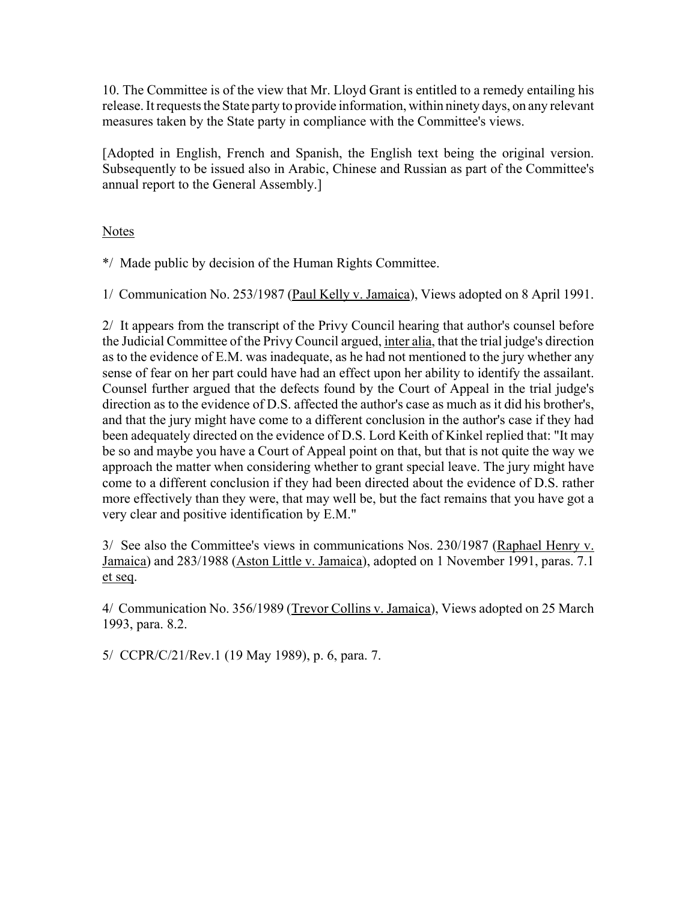10. The Committee is of the view that Mr. Lloyd Grant is entitled to a remedy entailing his release. It requests the State party to provide information, within ninety days, on any relevant measures taken by the State party in compliance with the Committee's views.

[Adopted in English, French and Spanish, the English text being the original version. Subsequently to be issued also in Arabic, Chinese and Russian as part of the Committee's annual report to the General Assembly.]

Notes

*/ Made public by decision of the Human Rights Committee.

1/ Communication No. 253/1987 (Paul Kelly v. Jamaica), Views adopted on 8 April 1991.

2/ It appears from the transcript of the Privy Council hearing that author's counsel before the Judicial Committee of the Privy Council argued, *inter alia*, that the trial judge's direction as to the evidence of E.M. was inadequate, as he had not mentioned to the jury whether any sense of fear on her part could have had an effect upon her ability to identify the assailant. Counsel further argued that the defects found by the Court of Appeal in the trial judge's direction as to the evidence of D.S. affected the author's case as much as it did his brother's, and that the jury might have come to a different conclusion in the author's case if they had been adequately directed on the evidence of D.S. Lord Keith of Kinkel replied that: "It may be so and maybe you have a Court of Appeal point on that, but that is not quite the way we approach the matter when considering whether to grant special leave. The jury might have come to a different conclusion if they had been directed about the evidence of D.S. rather more effectively than they were, that may well be, but the fact remains that you have got a very clear and positive identification by E.M."

3/ See also the Committee's views in communications Nos. 230/1987 (Raphael Henry v. Jamaica) and 283/1988 (Aston Little v. Jamaica), adopted on 1 November 1991, paras. 7.1 *et seq*.

4/ Communication No. 356/1989 (Trevor Collins v. Jamaica), Views adopted on 25 March 1993, para. 8.2.

5/ CCPR/C/21/Rev.1 (19 May 1989), p. 6, para. 7.